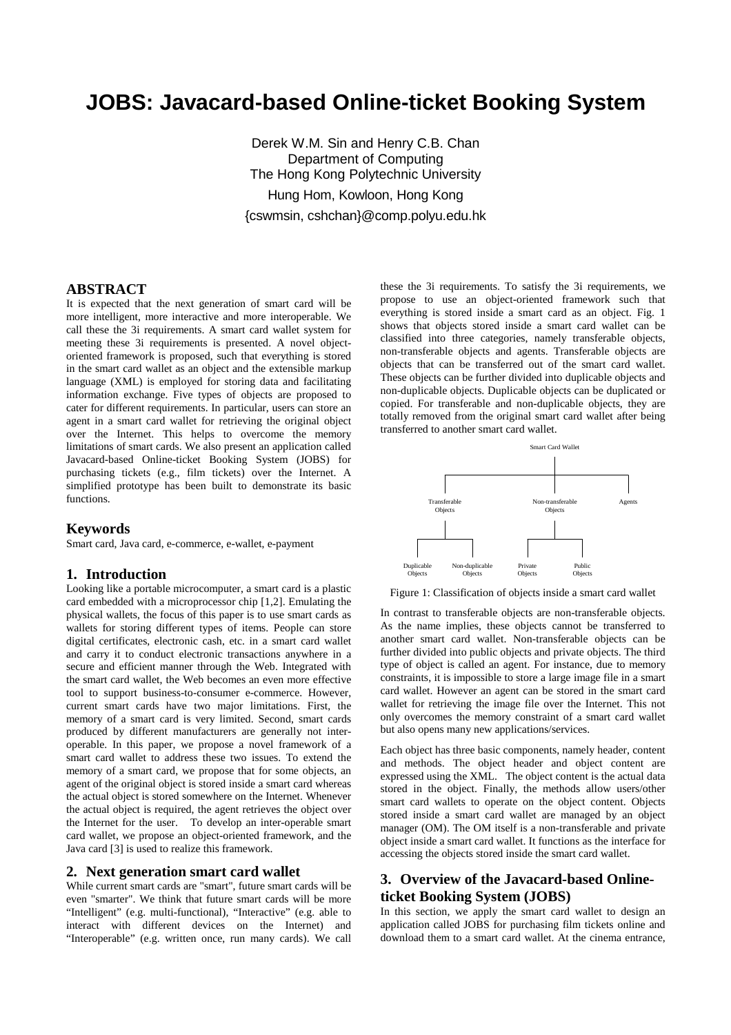# JOBS: Javacard-based Online-ticket Booking System

Derek W.M. Sin and Henry C.B. Chan
Department of Computing
The Hong Kong Polytechnic University
Hung Hom, Kowloon, Hong Kong
{cswmsin, cshchan}@comp.polyu.edu.hk

## ABSTRACT

It is expected that the next generation of smart card will be more intelligent, more interactive and more interoperable. We call these the 3i requirements. A smart card wallet system for meeting these 3i requirements is presented. A novel object-oriented framework is proposed, such that everything is stored in the smart card wallet as an object and the extensible markup language (XML) is employed for storing data and facilitating information exchange. Five types of objects are proposed to cater for different requirements. In particular, users can store an agent in a smart card wallet for retrieving the original object over the Internet. This helps to overcome the memory limitations of smart cards. We also present an application called Javacard-based Online-ticket Booking System (JOBS) for purchasing tickets (e.g., film tickets) over the Internet. A simplified prototype has been built to demonstrate its basic functions.

## Keywords

Smart card, Java card, e-commerce, e-wallet, e-payment

## 1. Introduction

Looking like a portable microcomputer, a smart card is a plastic card embedded with a microprocessor chip [1,2]. Emulating the physical wallets, the focus of this paper is to use smart cards as wallets for storing different types of items. People can store digital certificates, electronic cash, etc. in a smart card wallet and carry it to conduct electronic transactions anywhere in a secure and efficient manner through the Web. Integrated with the smart card wallet, the Web becomes an even more effective tool to support business-to-consumer e-commerce. However, current smart cards have two major limitations. First, the memory of a smart card is very limited. Second, smart cards produced by different manufacturers are generally not inter-operable. In this paper, we propose a novel framework of a smart card wallet to address these two issues. To extend the memory of a smart card, we propose that for some objects, an agent of the original object is stored inside a smart card whereas the actual object is stored somewhere on the Internet. Whenever the actual object is required, the agent retrieves the object over the Internet for the user. To develop an inter-operable smart card wallet, we propose an object-oriented framework, and the Java card [3] is used to realize this framework.

## 2. Next generation smart card wallet

While current smart cards are "smart", future smart cards will be even "smarter". We think that future smart cards will be more "Intelligent" (e.g. multi-functional), "Interactive" (e.g. able to interact with different devices on the Internet) and "Interoperable" (e.g. written once, run many cards). We call these the 3i requirements. To satisfy the 3i requirements, we propose to use an object-oriented framework such that everything is stored inside a smart card as an object. Fig. 1 shows that objects stored inside a smart card wallet can be classified into three categories, namely transferable objects, non-transferable objects and agents. Transferable objects are objects that can be transferred out of the smart card wallet. These objects can be further divided into duplicable objects and non-duplicable objects. Duplicable objects can be duplicated or copied. For transferable and non-duplicable objects, they are totally removed from the original smart card wallet after being transferred to another smart card wallet.

Smart Card Wallet

Transferable Objects | Non-transferable Objects | Agents

Duplicable Objects | Non-duplicable Objects | Private Objects | Public Objects

Figure 1: Classification of objects inside a smart card wallet

In contrast to transferable objects are non-transferable objects. As the name implies, these objects cannot be transferred to another smart card wallet. Non-transferable objects can be further divided into public objects and private objects. The third type of object is called an agent. For instance, due to memory constraints, it is impossible to store a large image file in a smart card wallet. However an agent can be stored in the smart card wallet for retrieving the image file over the Internet. This not only overcomes the memory constraint of a smart card wallet but also opens many new applications/services.

Each object has three basic components, namely header, content and methods. The object header and object content are expressed using the XML. The object content is the actual data stored in the object. Finally, the methods allow users/other smart card wallets to operate on the object content. Objects stored inside a smart card wallet are managed by an object manager (OM). The OM itself is a non-transferable and private object inside a smart card wallet. It functions as the interface for accessing the objects stored inside the smart card wallet.

## 3. Overview of the Javacard-based Online-ticket Booking System (JOBS)

In this section, we apply the smart card wallet to design an application called JOBS for purchasing film tickets online and download them to a smart card wallet. At the cinema entrance,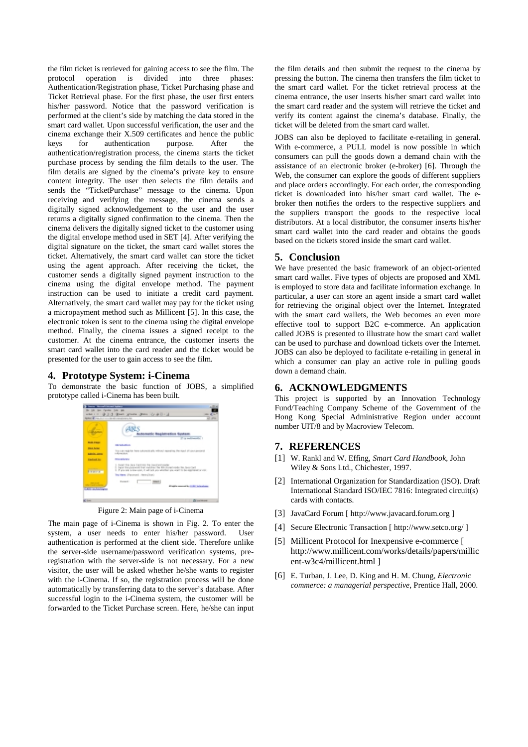the film ticket is retrieved for gaining access to see the film. The protocol operation is divided into three phases: Authentication/Registration phase, Ticket Purchasing phase and Ticket Retrieval phase. For the first phase, the user first enters his/her password. Notice that the password verification is performed at the client's side by matching the data stored in the smart card wallet. Upon successful verification, the user and the cinema exchange their X.509 certificates and hence the public keys for authentication purpose. After the authentication/registration process, the cinema starts the ticket purchase process by sending the film details to the user. The film details are signed by the cinema's private key to ensure content integrity. The user then selects the film details and sends the "TicketPurchase" message to the cinema. Upon receiving and verifying the message, the cinema sends a digitally signed acknowledgement to the user and the user returns a digitally signed confirmation to the cinema. Then the cinema delivers the digitally signed ticket to the customer using the digital envelope method used in SET [4]. After verifying the digital signature on the ticket, the smart card wallet stores the ticket. Alternatively, the smart card wallet can store the ticket using the agent approach. After receiving the ticket, the customer sends a digitally signed payment instruction to the cinema using the digital envelope method. The payment instruction can be used to initiate a credit card payment. Alternatively, the smart card wallet may pay for the ticket using a micropayment method such as Millicent [5]. In this case, the electronic token is sent to the cinema using the digital envelope method. Finally, the cinema issues a signed receipt to the customer. At the cinema entrance, the customer inserts the smart card wallet into the card reader and the ticket would be presented for the user to gain access to see the film.

## 4. Prototype System: i-Cinema

To demonstrate the basic function of JOBS, a simplified prototype called i-Cinema has been built.

Figure 2: Main page of i-Cinema

The main page of i-Cinema is shown in Fig. 2. To enter the system, a user needs to enter his/her password. User authentication is performed at the client side. Therefore unlike the server-side username/password verification systems, pre-registration with the server-side is not necessary. For a new visitor, the user will be asked whether he/she wants to register with the i-Cinema. If so, the registration process will be done automatically by transferring data to the server's database. After successful login to the i-Cinema system, the customer will be forwarded to the Ticket Purchase screen. Here, he/she can input the film details and then submit the request to the cinema by pressing the button. The cinema then transfers the film ticket to the smart card wallet. For the ticket retrieval process at the cinema entrance, the user inserts his/her smart card wallet into the smart card reader and the system will retrieve the ticket and verify its content against the cinema's database. Finally, the ticket will be deleted from the smart card wallet.

JOBS can also be deployed to facilitate e-retailing in general. With e-commerce, a PULL model is now possible in which consumers can pull the goods down a demand chain with the assistance of an electronic broker (e-broker) [6]. Through the Web, the consumer can explore the goods of different suppliers and place orders accordingly. For each order, the corresponding ticket is downloaded into his/her smart card wallet. The e-broker then notifies the orders to the respective suppliers and the suppliers transport the goods to the respective local distributors. At a local distributor, the consumer inserts his/her smart card wallet into the card reader and obtains the goods based on the tickets stored inside the smart card wallet.

## 5. Conclusion

We have presented the basic framework of an object-oriented smart card wallet. Five types of objects are proposed and XML is employed to store data and facilitate information exchange. In particular, a user can store an agent inside a smart card wallet for retrieving the original object over the Internet. Integrated with the smart card wallets, the Web becomes an even more effective tool to support B2C e-commerce. An application called JOBS is presented to illustrate how the smart card wallet can be used to purchase and download tickets over the Internet. JOBS can also be deployed to facilitate e-retailing in general in which a consumer can play an active role in pulling goods down a demand chain.

## 6. ACKNOWLEDGMENTS

This project is supported by an Innovation Technology Fund/Teaching Company Scheme of the Government of the Hong Kong Special Administrative Region under account number UIT/8 and by Macroview Telecom.

## 7. REFERENCES

[1] W. Rankl and W. Effing, *Smart Card Handbook*, John Wiley & Sons Ltd., Chichester, 1997.

[2] International Organization for Standardization (ISO). Draft International Standard ISO/IEC 7816: Integrated circuit(s) cards with contacts.

[3] JavaCard Forum [ http://www.javacard.forum.org ]

[4] Secure Electronic Transaction [ http://www.setco.org/ ]

[5] Millicent Protocol for Inexpensive e-commerce [ http://www.millicent.com/works/details/papers/millicent-w3c4/millicent.html ]

[6] E. Turban, J. Lee, D. King and H. M. Chung, *Electronic commerce: a managerial perspective*, Prentice Hall, 2000.